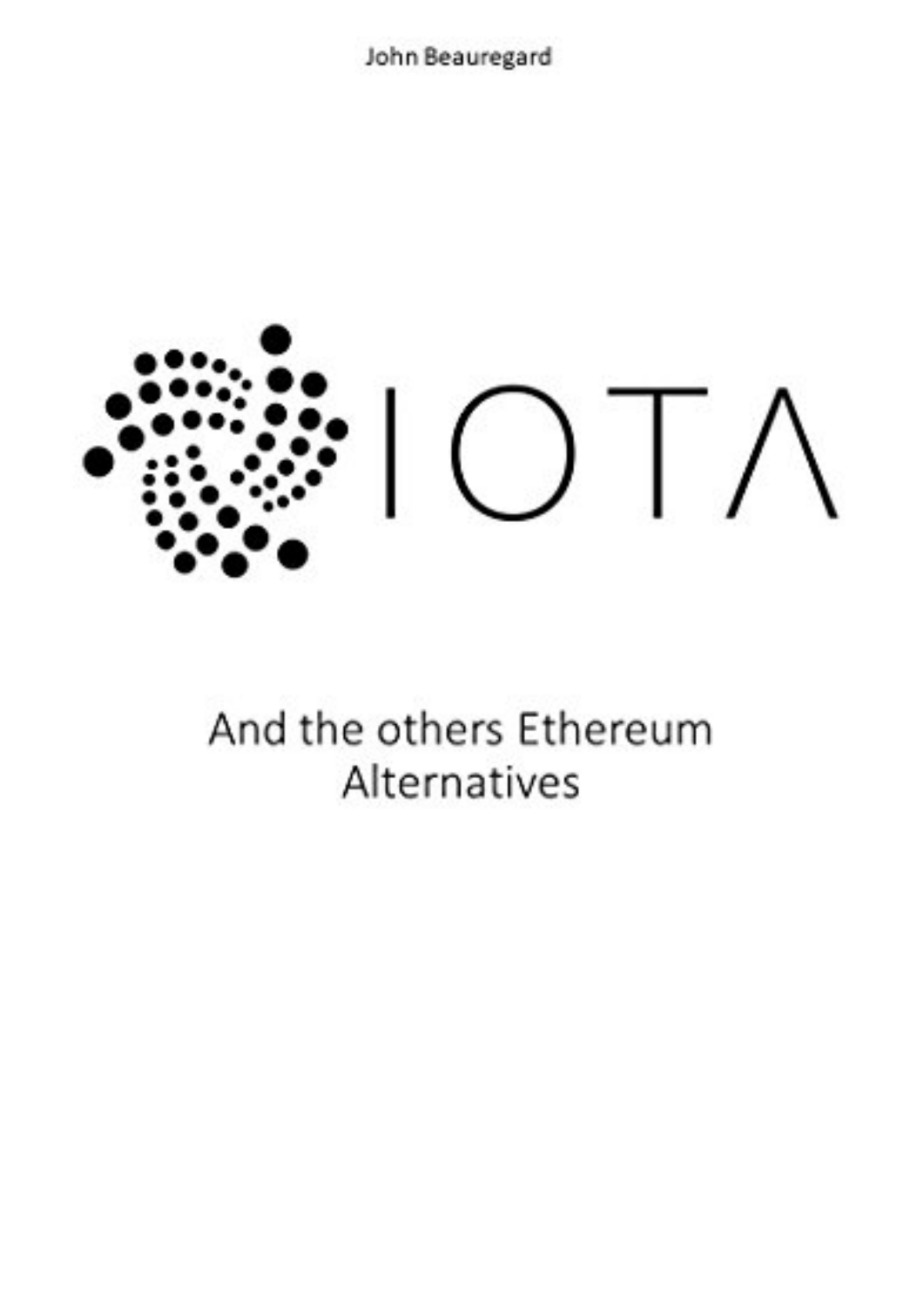John Beauregard

# IOTA

## And the others Ethereum Alternatives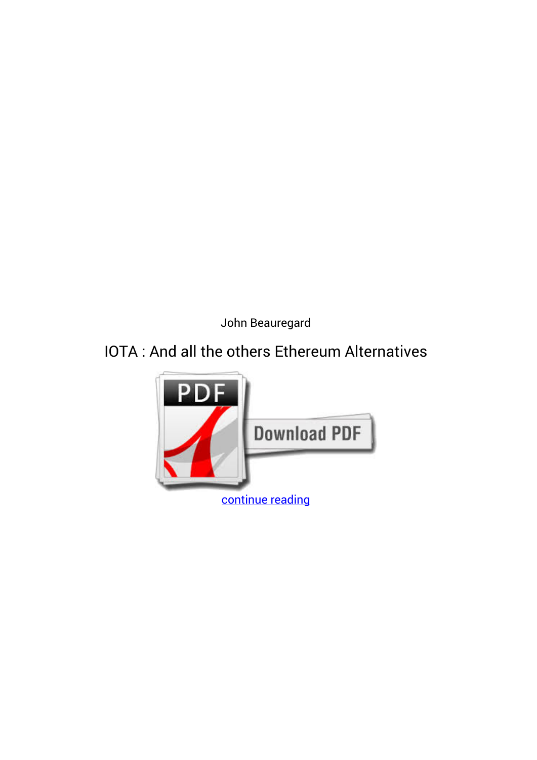John Beauregard

IOTA : And all the others Ethereum Alternatives

continue reading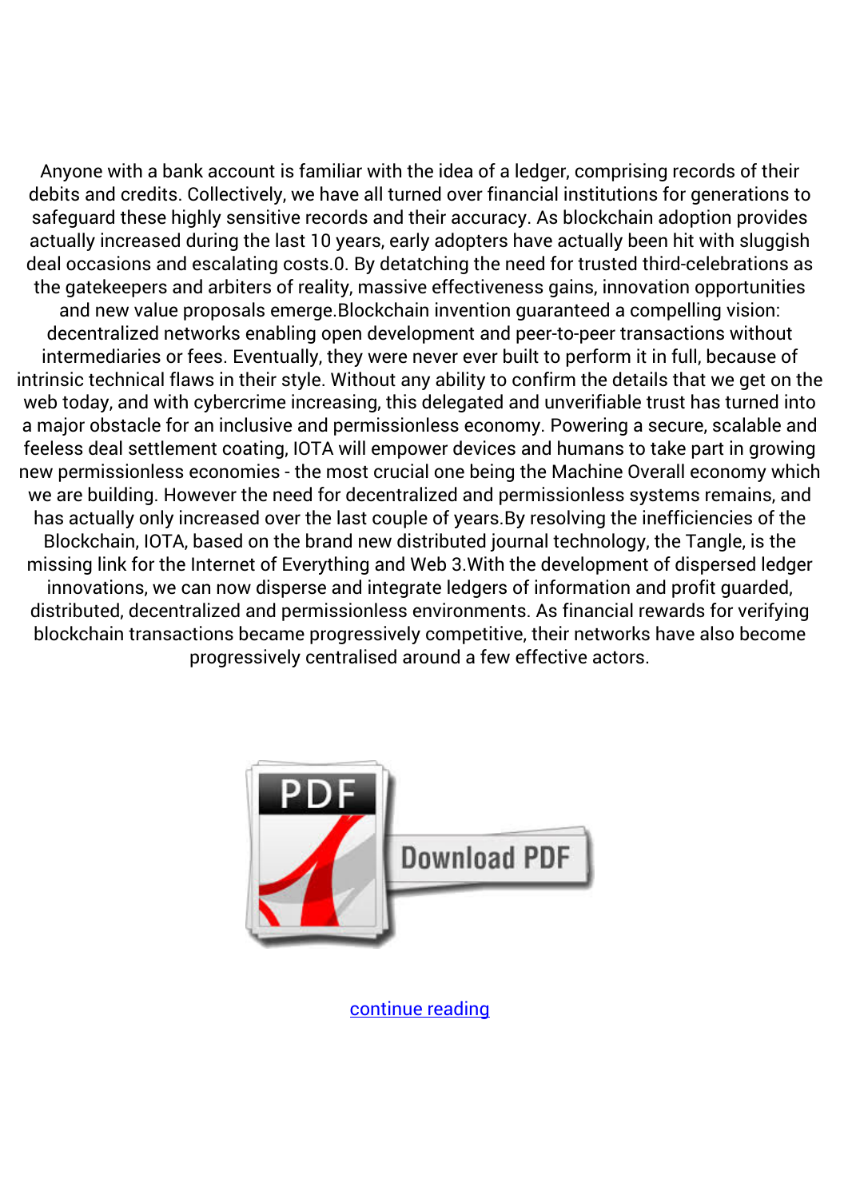Anyone with a bank account is familiar with the idea of a ledger, comprising records of their debits and credits. Collectively, we have all turned over financial institutions for generations to safeguard these highly sensitive records and their accuracy. As blockchain adoption provides actually increased during the last 10 years, early adopters have actually been hit with sluggish deal occasions and escalating costs.0. By detatching the need for trusted third-celebrations as the gatekeepers and arbiters of reality, massive effectiveness gains, innovation opportunities and new value proposals emerge.Blockchain invention guaranteed a compelling vision: decentralized networks enabling open development and peer-to-peer transactions without intermediaries or fees. Eventually, they were never ever built to perform it in full, because of intrinsic technical flaws in their style. Without any ability to confirm the details that we get on the web today, and with cybercrime increasing, this delegated and unverifiable trust has turned into a major obstacle for an inclusive and permissionless economy. Powering a secure, scalable and feeless deal settlement coating, IOTA will empower devices and humans to take part in growing new permissionless economies - the most crucial one being the Machine Overall economy which we are building. However the need for decentralized and permissionless systems remains, and has actually only increased over the last couple of years.By resolving the inefficiencies of the Blockchain, IOTA, based on the brand new distributed journal technology, the Tangle, is the missing link for the Internet of Everything and Web 3.With the development of dispersed ledger innovations, we can now disperse and integrate ledgers of information and profit guarded, distributed, decentralized and permissionless environments. As financial rewards for verifying blockchain transactions became progressively competitive, their networks have also become progressively centralised around a few effective actors.

Download PDF

continue reading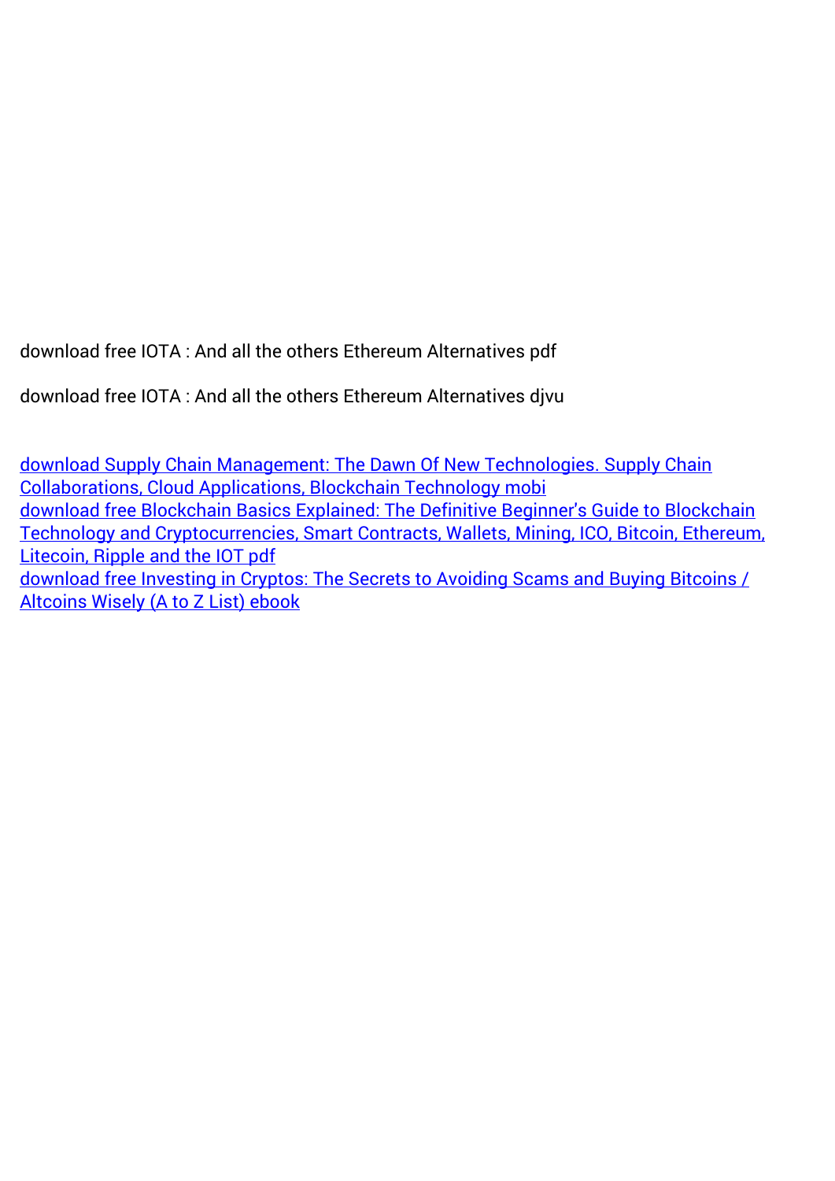download free IOTA : And all the others Ethereum Alternatives pdf

download free IOTA : And all the others Ethereum Alternatives djvu

download Supply Chain Management: The Dawn Of New Technologies. Supply Chain Collaborations, Cloud Applications, Blockchain Technology mobi
download free Blockchain Basics Explained: The Definitive Beginner's Guide to Blockchain Technology and Cryptocurrencies, Smart Contracts, Wallets, Mining, ICO, Bitcoin, Ethereum, Litecoin, Ripple and the IOT pdf
download free Investing in Cryptos: The Secrets to Avoiding Scams and Buying Bitcoins / Altcoins Wisely (A to Z List) ebook